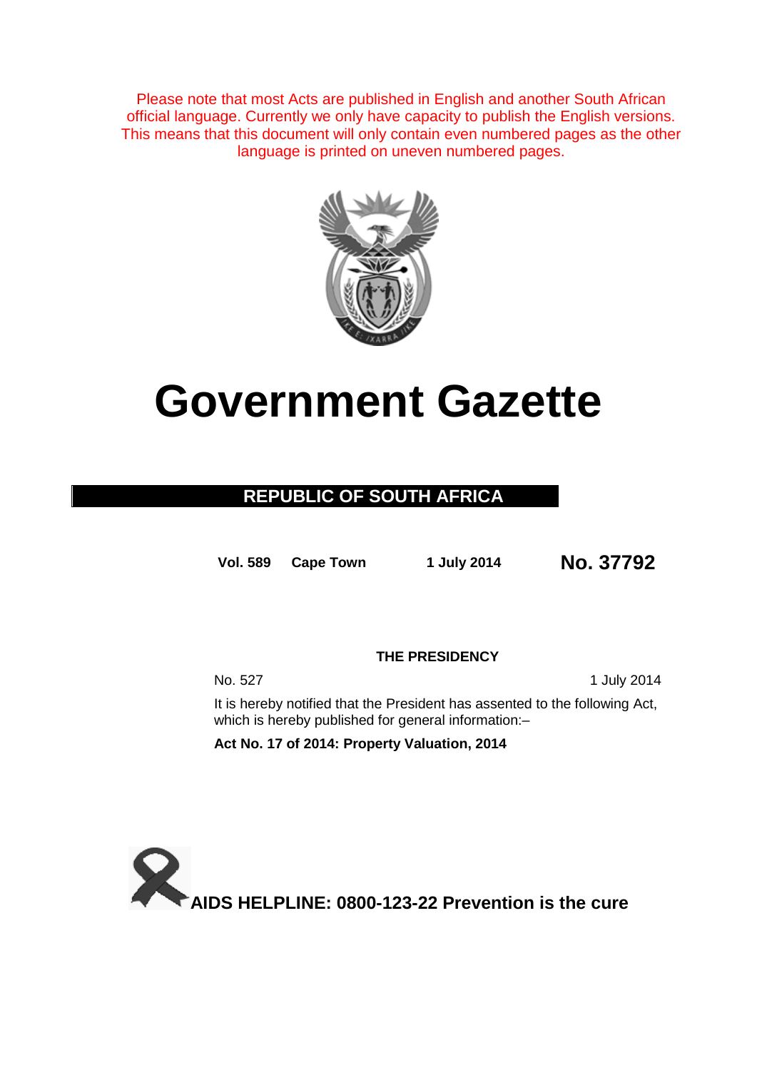Please note that most Acts are published in English and another South African official language. Currently we only have capacity to publish the English versions. This means that this document will only contain even numbered pages as the other language is printed on uneven numbered pages.

# Government Gazette

## REPUBLIC OF SOUTH AFRICA

**Vol. 589** **Cape Town** **1 July 2014** **No. 37792**

**THE PRESIDENCY**

No. 527 1 July 2014

It is hereby notified that the President has assented to the following Act, which is hereby published for general information:–

**Act No. 17 of 2014: Property Valuation, 2014**

**AIDS HELPLINE: 0800-123-22 Prevention is the cure**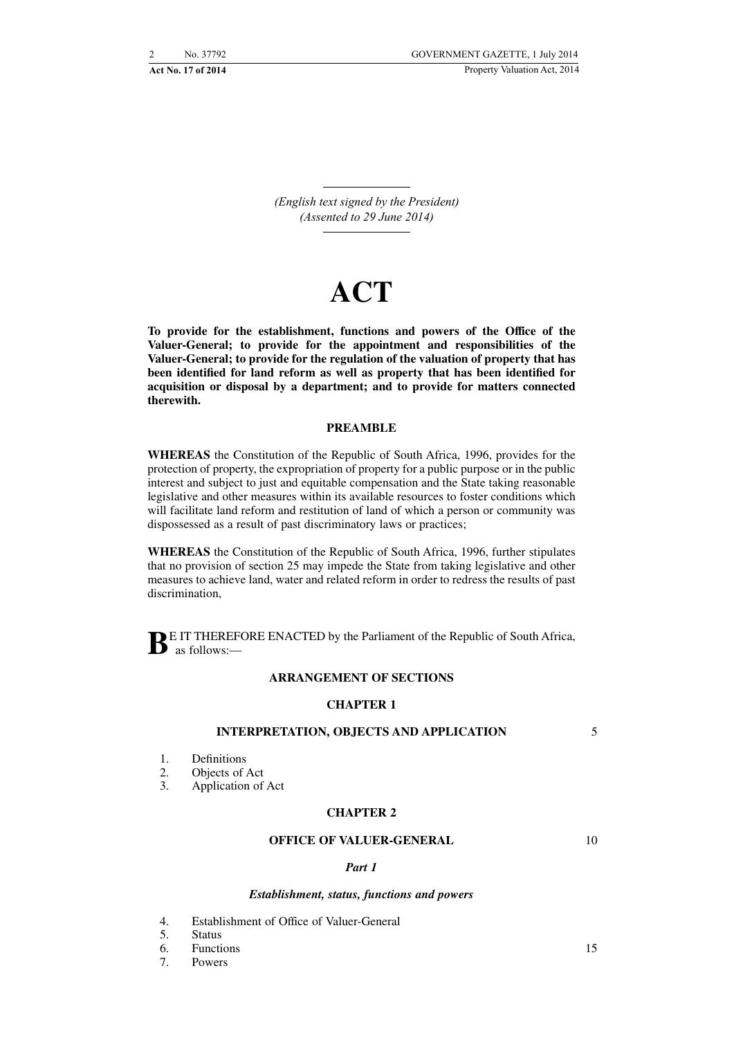*(English text signed by the President)*
*(Assented to 29 June 2014)*

# ACT

**To provide for the establishment, functions and powers of the Office of the Valuer-General; to provide for the appointment and responsibilities of the Valuer-General; to provide for the regulation of the valuation of property that has been identified for land reform as well as property that has been identified for acquisition or disposal by a department; and to provide for matters connected therewith.**

## PREAMBLE

**WHEREAS** the Constitution of the Republic of South Africa, 1996, provides for the protection of property, the expropriation of property for a public purpose or in the public interest and subject to just and equitable compensation and the State taking reasonable legislative and other measures within its available resources to foster conditions which will facilitate land reform and restitution of land of which a person or community was dispossessed as a result of past discriminatory laws or practices;

**WHEREAS** the Constitution of the Republic of South Africa, 1996, further stipulates that no provision of section 25 may impede the State from taking legislative and other measures to achieve land, water and related reform in order to redress the results of past discrimination,

**B**E IT THEREFORE ENACTED by the Parliament of the Republic of South Africa, as follows:—

## ARRANGEMENT OF SECTIONS

### CHAPTER 1

### INTERPRETATION, OBJECTS AND APPLICATION

1. Definitions
2. Objects of Act
3. Application of Act

### CHAPTER 2

### OFFICE OF VALUER-GENERAL

#### *Part 1*

#### *Establishment, status, functions and powers*

4. Establishment of Office of Valuer-General
5. Status
6. Functions
7. Powers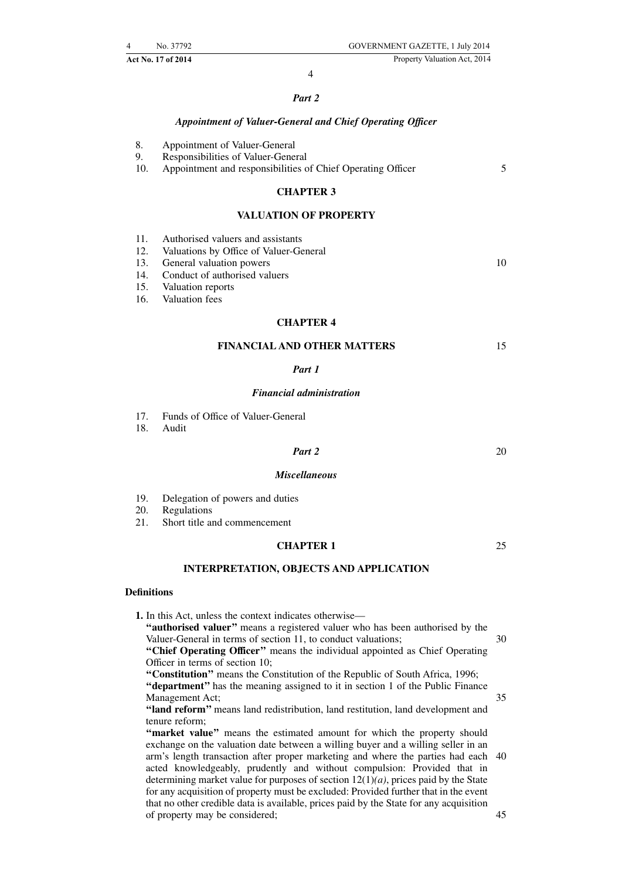### *Part 2*

### *Appointment of Valuer-General and Chief Operating Officer*

8. Appointment of Valuer-General
9. Responsibilities of Valuer-General
10. Appointment and responsibilities of Chief Operating Officer

## CHAPTER 3

## VALUATION OF PROPERTY

11. Authorised valuers and assistants
12. Valuations by Office of Valuer-General
13. General valuation powers
14. Conduct of authorised valuers
15. Valuation reports
16. Valuation fees

## CHAPTER 4

## FINANCIAL AND OTHER MATTERS

### *Part 1*

### *Financial administration*

17. Funds of Office of Valuer-General
18. Audit

### *Part 2*

### *Miscellaneous*

19. Delegation of powers and duties
20. Regulations
21. Short title and commencement

## CHAPTER 1

## INTERPRETATION, OBJECTS AND APPLICATION

**Definitions**

**1.** In this Act, unless the context indicates otherwise—

**"authorised valuer"** means a registered valuer who has been authorised by the Valuer-General in terms of section 11, to conduct valuations;

**"Chief Operating Officer"** means the individual appointed as Chief Operating Officer in terms of section 10;

**"Constitution"** means the Constitution of the Republic of South Africa, 1996;

**"department"** has the meaning assigned to it in section 1 of the Public Finance Management Act;

**"land reform"** means land redistribution, land restitution, land development and tenure reform;

**"market value"** means the estimated amount for which the property should exchange on the valuation date between a willing buyer and a willing seller in an arm's length transaction after proper marketing and where the parties had each acted knowledgeably, prudently and without compulsion: Provided that in determining market value for purposes of section 12(1)*(a)*, prices paid by the State for any acquisition of property must be excluded: Provided further that in the event that no other credible data is available, prices paid by the State for any acquisition of property may be considered;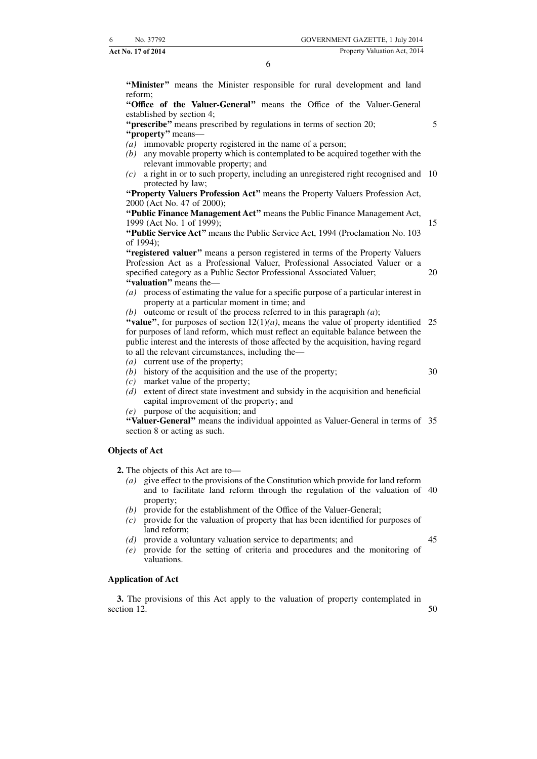**"Minister"** means the Minister responsible for rural development and land reform;

**"Office of the Valuer-General"** means the Office of the Valuer-General established by section 4;

**"prescribe"** means prescribed by regulations in terms of section 20;

**"property"** means—

*(a)* immovable property registered in the name of a person;

*(b)* any movable property which is contemplated to be acquired together with the relevant immovable property; and

*(c)* a right in or to such property, including an unregistered right recognised and protected by law;

**"Property Valuers Profession Act"** means the Property Valuers Profession Act, 2000 (Act No. 47 of 2000);

**"Public Finance Management Act"** means the Public Finance Management Act, 1999 (Act No. 1 of 1999);

**"Public Service Act"** means the Public Service Act, 1994 (Proclamation No. 103 of 1994);

**"registered valuer"** means a person registered in terms of the Property Valuers Profession Act as a Professional Valuer, Professional Associated Valuer or a specified category as a Public Sector Professional Associated Valuer;

**"valuation"** means the—

*(a)* process of estimating the value for a specific purpose of a particular interest in property at a particular moment in time; and

*(b)* outcome or result of the process referred to in this paragraph *(a)*;

**"value"**, for purposes of section 12(1)*(a)*, means the value of property identified for purposes of land reform, which must reflect an equitable balance between the public interest and the interests of those affected by the acquisition, having regard to all the relevant circumstances, including the—

*(a)* current use of the property;

*(b)* history of the acquisition and the use of the property;

*(c)* market value of the property;

*(d)* extent of direct state investment and subsidy in the acquisition and beneficial capital improvement of the property; and

*(e)* purpose of the acquisition; and

**"Valuer-General"** means the individual appointed as Valuer-General in terms of section 8 or acting as such.

### Objects of Act

**2.** The objects of this Act are to—

*(a)* give effect to the provisions of the Constitution which provide for land reform and to facilitate land reform through the regulation of the valuation of property;

*(b)* provide for the establishment of the Office of the Valuer-General;

*(c)* provide for the valuation of property that has been identified for purposes of land reform;

*(d)* provide a voluntary valuation service to departments; and

*(e)* provide for the setting of criteria and procedures and the monitoring of valuations.

### Application of Act

**3.** The provisions of this Act apply to the valuation of property contemplated in section 12.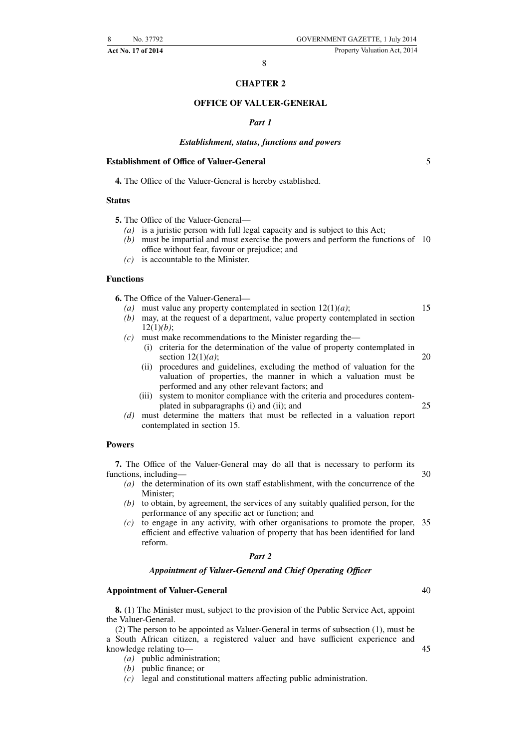## CHAPTER 2

## OFFICE OF VALUER-GENERAL

### *Part 1*

### *Establishment, status, functions and powers*

**Establishment of Office of Valuer-General**

**4.** The Office of the Valuer-General is hereby established.

**Status**

**5.** The Office of the Valuer-General—

*(a)* is a juristic person with full legal capacity and is subject to this Act;

*(b)* must be impartial and must exercise the powers and perform the functions of office without fear, favour or prejudice; and

*(c)* is accountable to the Minister.

**Functions**

**6.** The Office of the Valuer-General—

*(a)* must value any property contemplated in section 12(1)*(a)*;

*(b)* may, at the request of a department, value property contemplated in section 12(1)*(b)*;

*(c)* must make recommendations to the Minister regarding the—

(i) criteria for the determination of the value of property contemplated in section 12(1)*(a)*;

(ii) procedures and guidelines, excluding the method of valuation for the valuation of properties, the manner in which a valuation must be performed and any other relevant factors; and

(iii) system to monitor compliance with the criteria and procedures contemplated in subparagraphs (i) and (ii); and

*(d)* must determine the matters that must be reflected in a valuation report contemplated in section 15.

**Powers**

**7.** The Office of the Valuer-General may do all that is necessary to perform its functions, including—

*(a)* the determination of its own staff establishment, with the concurrence of the Minister;

*(b)* to obtain, by agreement, the services of any suitably qualified person, for the performance of any specific act or function; and

*(c)* to engage in any activity, with other organisations to promote the proper, efficient and effective valuation of property that has been identified for land reform.

### *Part 2*

### *Appointment of Valuer-General and Chief Operating Officer*

**Appointment of Valuer-General**

**8.** (1) The Minister must, subject to the provision of the Public Service Act, appoint the Valuer-General.

(2) The person to be appointed as Valuer-General in terms of subsection (1), must be a South African citizen, a registered valuer and have sufficient experience and knowledge relating to—

*(a)* public administration;

*(b)* public finance; or

*(c)* legal and constitutional matters affecting public administration.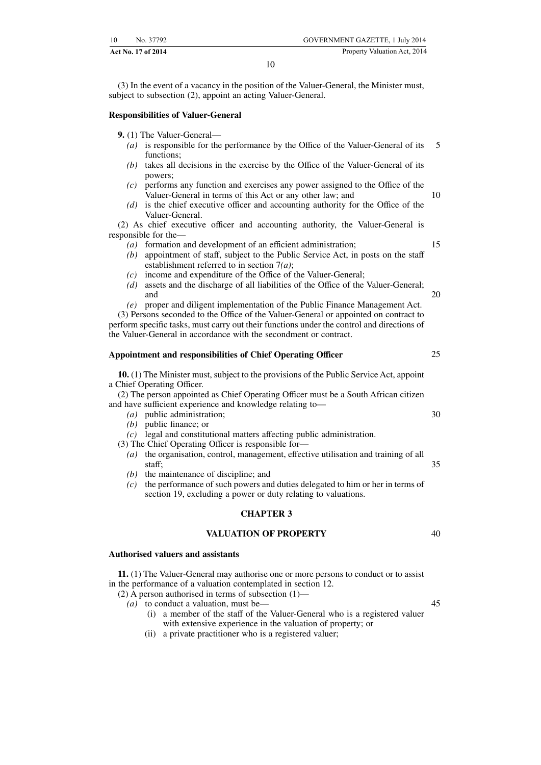(3) In the event of a vacancy in the position of the Valuer-General, the Minister must, subject to subsection (2), appoint an acting Valuer-General.

**Responsibilities of Valuer-General**

**9.** (1) The Valuer-General—

*(a)* is responsible for the performance by the Office of the Valuer-General of its functions;

*(b)* takes all decisions in the exercise by the Office of the Valuer-General of its powers;

*(c)* performs any function and exercises any power assigned to the Office of the Valuer-General in terms of this Act or any other law; and

*(d)* is the chief executive officer and accounting authority for the Office of the Valuer-General.

(2) As chief executive officer and accounting authority, the Valuer-General is responsible for the—

*(a)* formation and development of an efficient administration;

*(b)* appointment of staff, subject to the Public Service Act, in posts on the staff establishment referred to in section 7*(a)*;

*(c)* income and expenditure of the Office of the Valuer-General;

*(d)* assets and the discharge of all liabilities of the Office of the Valuer-General; and

*(e)* proper and diligent implementation of the Public Finance Management Act.

(3) Persons seconded to the Office of the Valuer-General or appointed on contract to perform specific tasks, must carry out their functions under the control and directions of the Valuer-General in accordance with the secondment or contract.

**Appointment and responsibilities of Chief Operating Officer**

**10.** (1) The Minister must, subject to the provisions of the Public Service Act, appoint a Chief Operating Officer.

(2) The person appointed as Chief Operating Officer must be a South African citizen and have sufficient experience and knowledge relating to—

*(a)* public administration;

*(b)* public finance; or

*(c)* legal and constitutional matters affecting public administration.

(3) The Chief Operating Officer is responsible for—

*(a)* the organisation, control, management, effective utilisation and training of all staff;

*(b)* the maintenance of discipline; and

*(c)* the performance of such powers and duties delegated to him or her in terms of section 19, excluding a power or duty relating to valuations.

## CHAPTER 3

## VALUATION OF PROPERTY

**Authorised valuers and assistants**

**11.** (1) The Valuer-General may authorise one or more persons to conduct or to assist in the performance of a valuation contemplated in section 12.

(2) A person authorised in terms of subsection (1)—

*(a)* to conduct a valuation, must be—

(i) a member of the staff of the Valuer-General who is a registered valuer with extensive experience in the valuation of property; or

(ii) a private practitioner who is a registered valuer;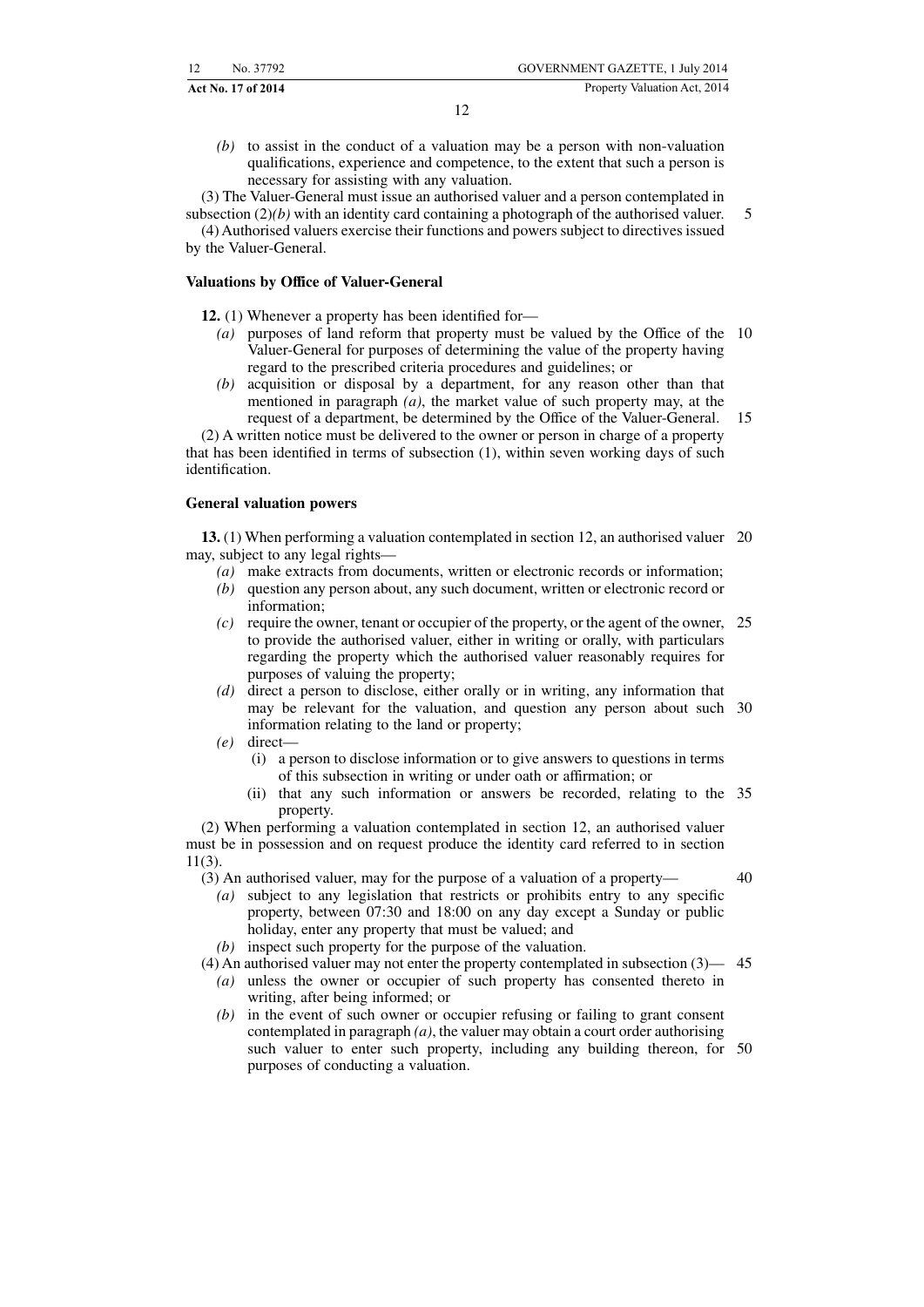*(b)* to assist in the conduct of a valuation may be a person with non-valuation qualifications, experience and competence, to the extent that such a person is necessary for assisting with any valuation.

(3) The Valuer-General must issue an authorised valuer and a person contemplated in subsection (2)*(b)* with an identity card containing a photograph of the authorised valuer.

(4) Authorised valuers exercise their functions and powers subject to directives issued by the Valuer-General.

**Valuations by Office of Valuer-General**

**12.** (1) Whenever a property has been identified for—

*(a)* purposes of land reform that property must be valued by the Office of the Valuer-General for purposes of determining the value of the property having regard to the prescribed criteria procedures and guidelines; or

*(b)* acquisition or disposal by a department, for any reason other than that mentioned in paragraph *(a)*, the market value of such property may, at the request of a department, be determined by the Office of the Valuer-General.

(2) A written notice must be delivered to the owner or person in charge of a property that has been identified in terms of subsection (1), within seven working days of such identification.

**General valuation powers**

**13.** (1) When performing a valuation contemplated in section 12, an authorised valuer may, subject to any legal rights—

*(a)* make extracts from documents, written or electronic records or information;

*(b)* question any person about, any such document, written or electronic record or information;

*(c)* require the owner, tenant or occupier of the property, or the agent of the owner, to provide the authorised valuer, either in writing or orally, with particulars regarding the property which the authorised valuer reasonably requires for purposes of valuing the property;

*(d)* direct a person to disclose, either orally or in writing, any information that may be relevant for the valuation, and question any person about such information relating to the land or property;

*(e)* direct—

(i) a person to disclose information or to give answers to questions in terms of this subsection in writing or under oath or affirmation; or

(ii) that any such information or answers be recorded, relating to the property.

(2) When performing a valuation contemplated in section 12, an authorised valuer must be in possession and on request produce the identity card referred to in section 11(3).

(3) An authorised valuer, may for the purpose of a valuation of a property—

*(a)* subject to any legislation that restricts or prohibits entry to any specific property, between 07:30 and 18:00 on any day except a Sunday or public holiday, enter any property that must be valued; and

*(b)* inspect such property for the purpose of the valuation.

(4) An authorised valuer may not enter the property contemplated in subsection (3)—

*(a)* unless the owner or occupier of such property has consented thereto in writing, after being informed; or

*(b)* in the event of such owner or occupier refusing or failing to grant consent contemplated in paragraph *(a)*, the valuer may obtain a court order authorising such valuer to enter such property, including any building thereon, for purposes of conducting a valuation.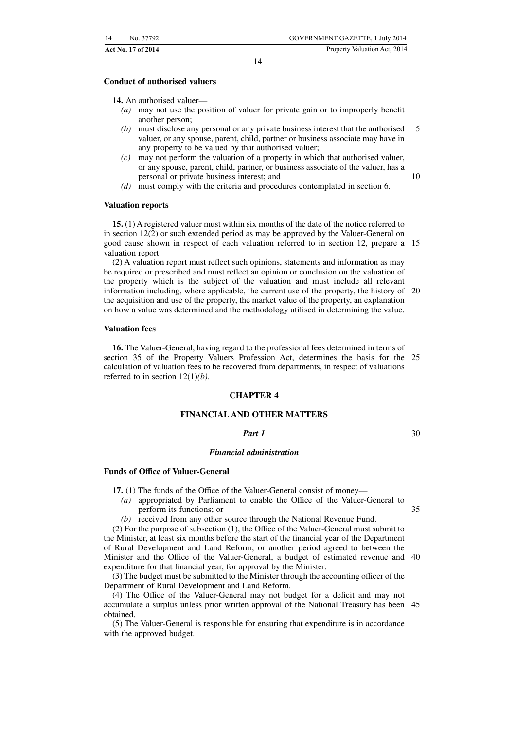**Conduct of authorised valuers**

**14.** An authorised valuer—

*(a)* may not use the position of valuer for private gain or to improperly benefit another person;

*(b)* must disclose any personal or any private business interest that the authorised valuer, or any spouse, parent, child, partner or business associate may have in any property to be valued by that authorised valuer;

*(c)* may not perform the valuation of a property in which that authorised valuer, or any spouse, parent, child, partner, or business associate of the valuer, has a personal or private business interest; and

*(d)* must comply with the criteria and procedures contemplated in section 6.

**Valuation reports**

**15.** (1) A registered valuer must within six months of the date of the notice referred to in section 12(2) or such extended period as may be approved by the Valuer-General on good cause shown in respect of each valuation referred to in section 12, prepare a valuation report.

(2) A valuation report must reflect such opinions, statements and information as may be required or prescribed and must reflect an opinion or conclusion on the valuation of the property which is the subject of the valuation and must include all relevant information including, where applicable, the current use of the property, the history of the acquisition and use of the property, the market value of the property, an explanation on how a value was determined and the methodology utilised in determining the value.

**Valuation fees**

**16.** The Valuer-General, having regard to the professional fees determined in terms of section 35 of the Property Valuers Profession Act, determines the basis for the calculation of valuation fees to be recovered from departments, in respect of valuations referred to in section 12(1)*(b)*.

## CHAPTER 4

## FINANCIAL AND OTHER MATTERS

### *Part 1*

### *Financial administration*

**Funds of Office of Valuer-General**

**17.** (1) The funds of the Office of the Valuer-General consist of money—

*(a)* appropriated by Parliament to enable the Office of the Valuer-General to perform its functions; or

*(b)* received from any other source through the National Revenue Fund.

(2) For the purpose of subsection (1), the Office of the Valuer-General must submit to the Minister, at least six months before the start of the financial year of the Department of Rural Development and Land Reform, or another period agreed to between the Minister and the Office of the Valuer-General, a budget of estimated revenue and expenditure for that financial year, for approval by the Minister.

(3) The budget must be submitted to the Minister through the accounting officer of the Department of Rural Development and Land Reform.

(4) The Office of the Valuer-General may not budget for a deficit and may not accumulate a surplus unless prior written approval of the National Treasury has been obtained.

(5) The Valuer-General is responsible for ensuring that expenditure is in accordance with the approved budget.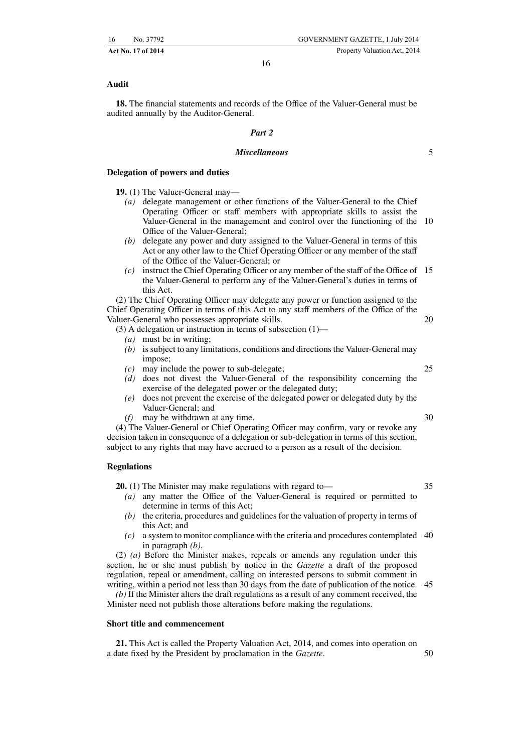**Audit**

**18.** The financial statements and records of the Office of the Valuer-General must be audited annually by the Auditor-General.

### *Part 2*

### *Miscellaneous*

**Delegation of powers and duties**

**19.** (1) The Valuer-General may—

*(a)* delegate management or other functions of the Valuer-General to the Chief Operating Officer or staff members with appropriate skills to assist the Valuer-General in the management and control over the functioning of the Office of the Valuer-General;

*(b)* delegate any power and duty assigned to the Valuer-General in terms of this Act or any other law to the Chief Operating Officer or any member of the staff of the Office of the Valuer-General; or

*(c)* instruct the Chief Operating Officer or any member of the staff of the Office of the Valuer-General to perform any of the Valuer-General's duties in terms of this Act.

(2) The Chief Operating Officer may delegate any power or function assigned to the Chief Operating Officer in terms of this Act to any staff members of the Office of the Valuer-General who possesses appropriate skills.

(3) A delegation or instruction in terms of subsection (1)—

*(a)* must be in writing;

*(b)* is subject to any limitations, conditions and directions the Valuer-General may impose;

*(c)* may include the power to sub-delegate;

*(d)* does not divest the Valuer-General of the responsibility concerning the exercise of the delegated power or the delegated duty;

*(e)* does not prevent the exercise of the delegated power or delegated duty by the Valuer-General; and

*(f)* may be withdrawn at any time.

(4) The Valuer-General or Chief Operating Officer may confirm, vary or revoke any decision taken in consequence of a delegation or sub-delegation in terms of this section, subject to any rights that may have accrued to a person as a result of the decision.

**Regulations**

**20.** (1) The Minister may make regulations with regard to—

*(a)* any matter the Office of the Valuer-General is required or permitted to determine in terms of this Act;

*(b)* the criteria, procedures and guidelines for the valuation of property in terms of this Act; and

*(c)* a system to monitor compliance with the criteria and procedures contemplated in paragraph *(b)*.

(2) *(a)* Before the Minister makes, repeals or amends any regulation under this section, he or she must publish by notice in the *Gazette* a draft of the proposed regulation, repeal or amendment, calling on interested persons to submit comment in writing, within a period not less than 30 days from the date of publication of the notice.

*(b)* If the Minister alters the draft regulations as a result of any comment received, the Minister need not publish those alterations before making the regulations.

**Short title and commencement**

**21.** This Act is called the Property Valuation Act, 2014, and comes into operation on a date fixed by the President by proclamation in the *Gazette*.